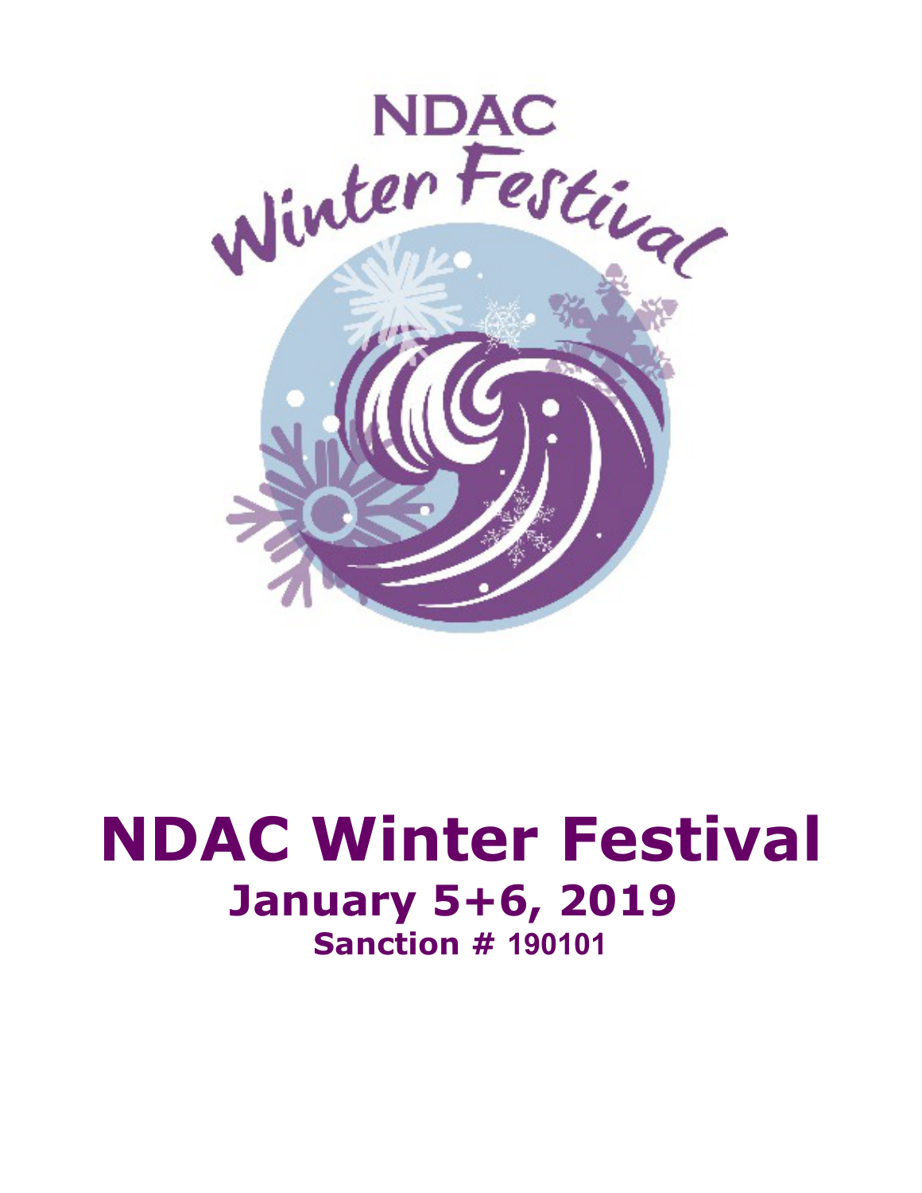# NDAC Winter Festival

## January 5+6, 2019

### Sanction # 190101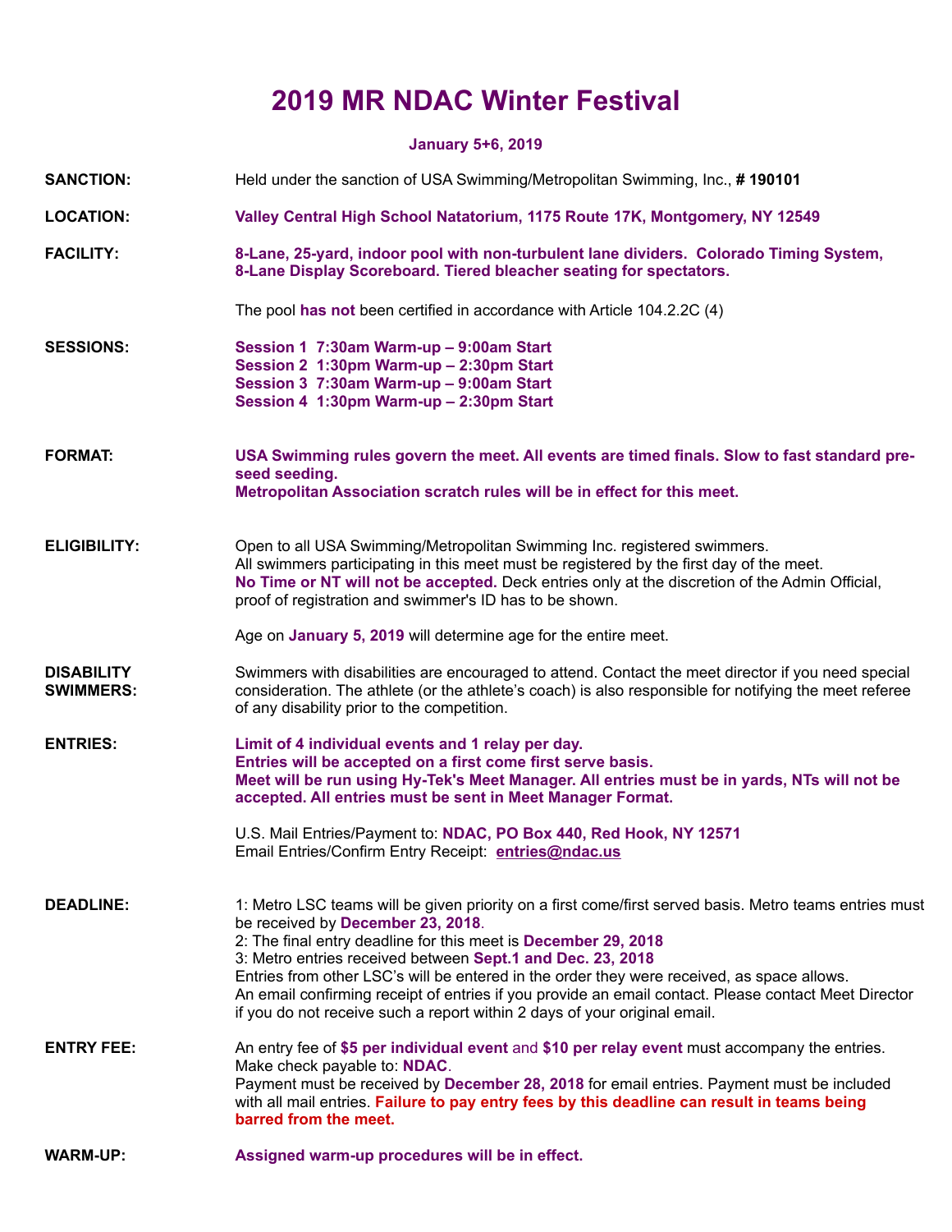# 2019 MR NDAC Winter Festival

**January 5+6, 2019**

**SANCTION:** Held under the sanction of USA Swimming/Metropolitan Swimming, Inc., **# 190101**

**LOCATION:** **Valley Central High School Natatorium, 1175 Route 17K, Montgomery, NY 12549**

**FACILITY:** **8-Lane, 25-yard, indoor pool with non-turbulent lane dividers. Colorado Timing System, 8-Lane Display Scoreboard. Tiered bleacher seating for spectators.**

The pool **has not** been certified in accordance with Article 104.2.2C (4)

**SESSIONS:**
**Session 1 7:30am Warm-up – 9:00am Start**
**Session 2 1:30pm Warm-up – 2:30pm Start**
**Session 3 7:30am Warm-up – 9:00am Start**
**Session 4 1:30pm Warm-up – 2:30pm Start**

**FORMAT:** **USA Swimming rules govern the meet. All events are timed finals. Slow to fast standard pre-seed seeding.**
**Metropolitan Association scratch rules will be in effect for this meet.**

**ELIGIBILITY:** Open to all USA Swimming/Metropolitan Swimming Inc. registered swimmers.
All swimmers participating in this meet must be registered by the first day of the meet.
**No Time or NT will not be accepted.** Deck entries only at the discretion of the Admin Official, proof of registration and swimmer's ID has to be shown.

Age on **January 5, 2019** will determine age for the entire meet.

**DISABILITY SWIMMERS:** Swimmers with disabilities are encouraged to attend. Contact the meet director if you need special consideration. The athlete (or the athlete's coach) is also responsible for notifying the meet referee of any disability prior to the competition.

**ENTRIES:** **Limit of 4 individual events and 1 relay per day.**
**Entries will be accepted on a first come first serve basis.**
**Meet will be run using Hy-Tek's Meet Manager. All entries must be in yards, NTs will not be accepted. All entries must be sent in Meet Manager Format.**

U.S. Mail Entries/Payment to: **NDAC, PO Box 440, Red Hook, NY 12571**
Email Entries/Confirm Entry Receipt: **entries@ndac.us**

**DEADLINE:** 1: Metro LSC teams will be given priority on a first come/first served basis. Metro teams entries must be received by **December 23, 2018**.
2: The final entry deadline for this meet is **December 29, 2018**
3: Metro entries received between **Sept.1 and Dec. 23, 2018**
Entries from other LSC's will be entered in the order they were received, as space allows.
An email confirming receipt of entries if you provide an email contact. Please contact Meet Director if you do not receive such a report within 2 days of your original email.

**ENTRY FEE:** An entry fee of **$5 per individual event** and **$10 per relay event** must accompany the entries.
Make check payable to: **NDAC**.
Payment must be received by **December 28, 2018** for email entries. Payment must be included with all mail entries. **Failure to pay entry fees by this deadline can result in teams being barred from the meet.**

**WARM-UP:** **Assigned warm-up procedures will be in effect.**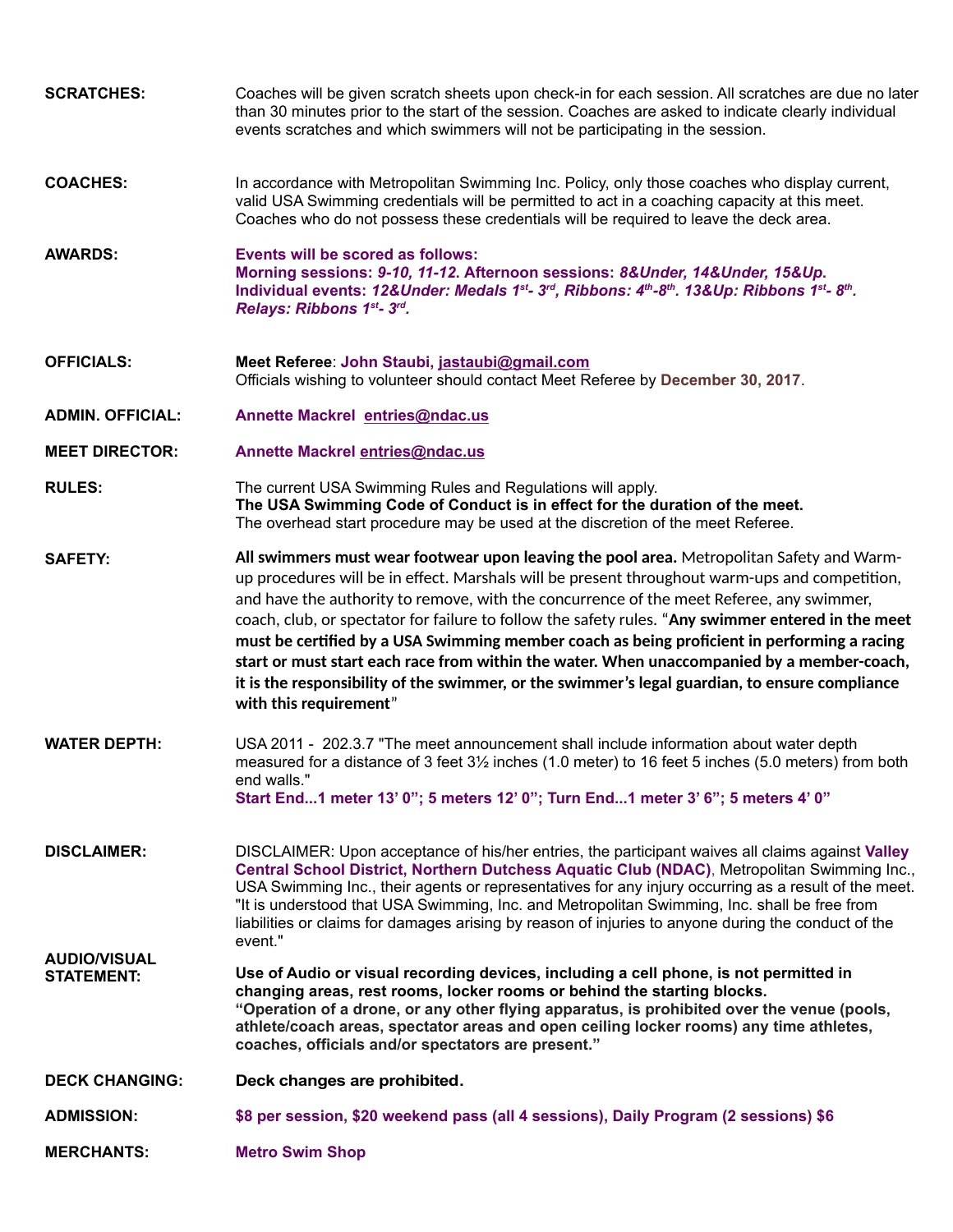**SCRATCHES:** Coaches will be given scratch sheets upon check-in for each session. All scratches are due no later than 30 minutes prior to the start of the session. Coaches are asked to indicate clearly individual events scratches and which swimmers will not be participating in the session.

**COACHES:** In accordance with Metropolitan Swimming Inc. Policy, only those coaches who display current, valid USA Swimming credentials will be permitted to act in a coaching capacity at this meet. Coaches who do not possess these credentials will be required to leave the deck area.

**AWARDS:** **Events will be scored as follows:**
**Morning sessions: *9-10, 11-12*. Afternoon sessions: *8&Under, 14&Under, 15&Up.***
**Individual events: *12&Under: Medals 1st- 3rd, Ribbons: 4th-8th. 13&Up: Ribbons 1st- 8th.***
***Relays: Ribbons 1st- 3rd.***

**OFFICIALS:** **Meet Referee**: **John Staubi, jastaubi@gmail.com**
Officials wishing to volunteer should contact Meet Referee by **December 30, 2017**.

**ADMIN. OFFICIAL:** **Annette Mackrel entries@ndac.us**

**MEET DIRECTOR:** **Annette Mackrel entries@ndac.us**

**RULES:** The current USA Swimming Rules and Regulations will apply.
**The USA Swimming Code of Conduct is in effect for the duration of the meet.**
The overhead start procedure may be used at the discretion of the meet Referee.

**SAFETY:** **All swimmers must wear footwear upon leaving the pool area.** Metropolitan Safety and Warm-up procedures will be in effect. Marshals will be present throughout warm-ups and competition, and have the authority to remove, with the concurrence of the meet Referee, any swimmer, coach, club, or spectator for failure to follow the safety rules. "**Any swimmer entered in the meet must be certified by a USA Swimming member coach as being proficient in performing a racing start or must start each race from within the water. When unaccompanied by a member-coach, it is the responsibility of the swimmer, or the swimmer's legal guardian, to ensure compliance with this requirement**"

**WATER DEPTH:** USA 2011 - 202.3.7 "The meet announcement shall include information about water depth measured for a distance of 3 feet 3½ inches (1.0 meter) to 16 feet 5 inches (5.0 meters) from both end walls."
**Start End...1 meter 13' 0"; 5 meters 12' 0"; Turn End...1 meter 3' 6"; 5 meters 4' 0"**

**DISCLAIMER:** DISCLAIMER: Upon acceptance of his/her entries, the participant waives all claims against **Valley Central School District, Northern Dutchess Aquatic Club (NDAC)**, Metropolitan Swimming Inc., USA Swimming Inc., their agents or representatives for any injury occurring as a result of the meet. "It is understood that USA Swimming, Inc. and Metropolitan Swimming, Inc. shall be free from liabilities or claims for damages arising by reason of injuries to anyone during the conduct of the event."

**AUDIO/VISUAL STATEMENT:** **Use of Audio or visual recording devices, including a cell phone, is not permitted in changing areas, rest rooms, locker rooms or behind the starting blocks.**
**"Operation of a drone, or any other flying apparatus, is prohibited over the venue (pools, athlete/coach areas, spectator areas and open ceiling locker rooms) any time athletes, coaches, officials and/or spectators are present."**

**DECK CHANGING:** **Deck changes are prohibited.**

**ADMISSION:** **$8 per session, $20 weekend pass (all 4 sessions), Daily Program (2 sessions) $6**

**MERCHANTS:** **Metro Swim Shop**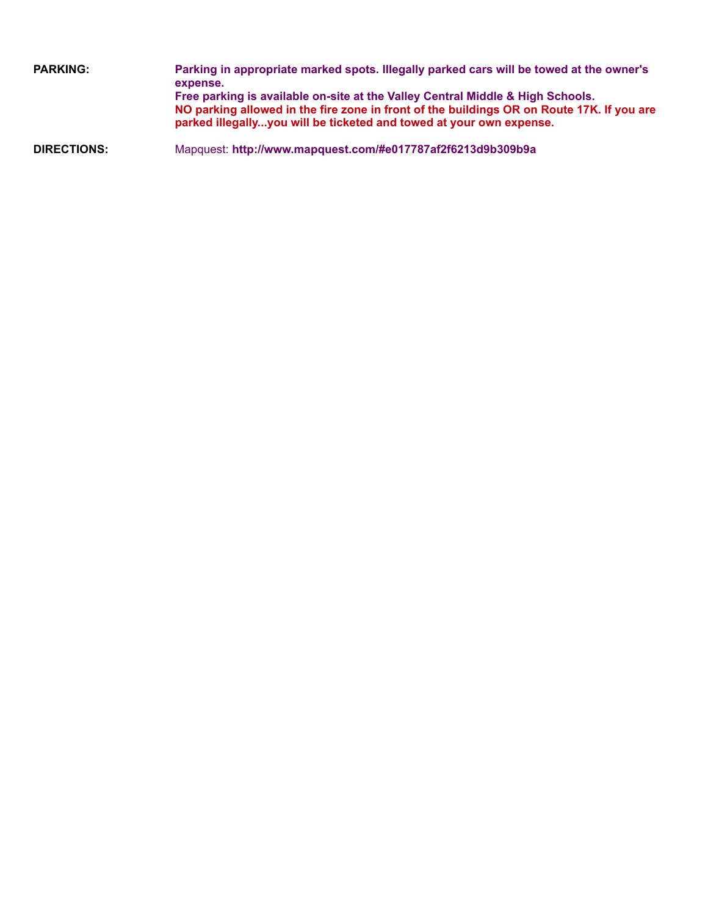| | |
|---|---|
| **PARKING:** | **Parking in appropriate marked spots. Illegally parked cars will be towed at the owner's expense.** <br> **Free parking is available on-site at the Valley Central Middle & High Schools.** <br> **NO parking allowed in the fire zone in front of the buildings OR on Route 17K. If you are parked illegally...you will be ticketed and towed at your own expense.** |
| **DIRECTIONS:** | Mapquest: **http://www.mapquest.com/#e017787af2f6213d9b309b9a** |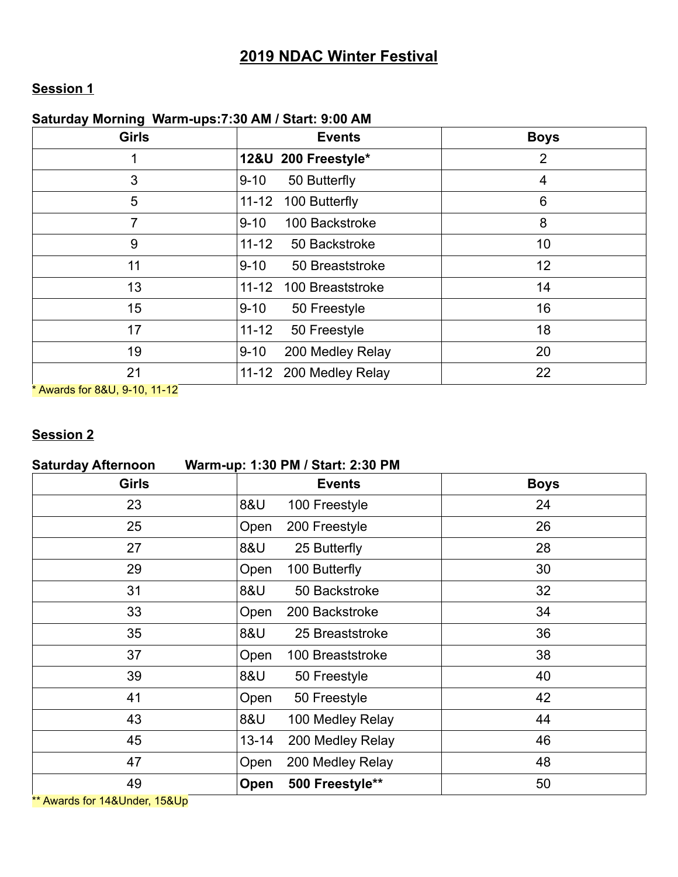# 2019 NDAC Winter Festival

## Session 1

**Saturday Morning Warm-ups:7:30 AM / Start: 9:00 AM**

| Girls | Events | Boys |
|---|---|---|
| 1 | **12&U 200 Freestyle*** | 2 |
| 3 | 9-10 50 Butterfly | 4 |
| 5 | 11-12 100 Butterfly | 6 |
| 7 | 9-10 100 Backstroke | 8 |
| 9 | 11-12 50 Backstroke | 10 |
| 11 | 9-10 50 Breaststroke | 12 |
| 13 | 11-12 100 Breaststroke | 14 |
| 15 | 9-10 50 Freestyle | 16 |
| 17 | 11-12 50 Freestyle | 18 |
| 19 | 9-10 200 Medley Relay | 20 |
| 21 | 11-12 200 Medley Relay | 22 |

\* Awards for 8&U, 9-10, 11-12

## Session 2

**Saturday Afternoon Warm-up: 1:30 PM / Start: 2:30 PM**

| Girls | Events | Boys |
|---|---|---|
| 23 | 8&U 100 Freestyle | 24 |
| 25 | Open 200 Freestyle | 26 |
| 27 | 8&U 25 Butterfly | 28 |
| 29 | Open 100 Butterfly | 30 |
| 31 | 8&U 50 Backstroke | 32 |
| 33 | Open 200 Backstroke | 34 |
| 35 | 8&U 25 Breaststroke | 36 |
| 37 | Open 100 Breaststroke | 38 |
| 39 | 8&U 50 Freestyle | 40 |
| 41 | Open 50 Freestyle | 42 |
| 43 | 8&U 100 Medley Relay | 44 |
| 45 | 13-14 200 Medley Relay | 46 |
| 47 | Open 200 Medley Relay | 48 |
| 49 | **Open 500 Freestyle**** | 50 |

** Awards for 14&Under, 15&Up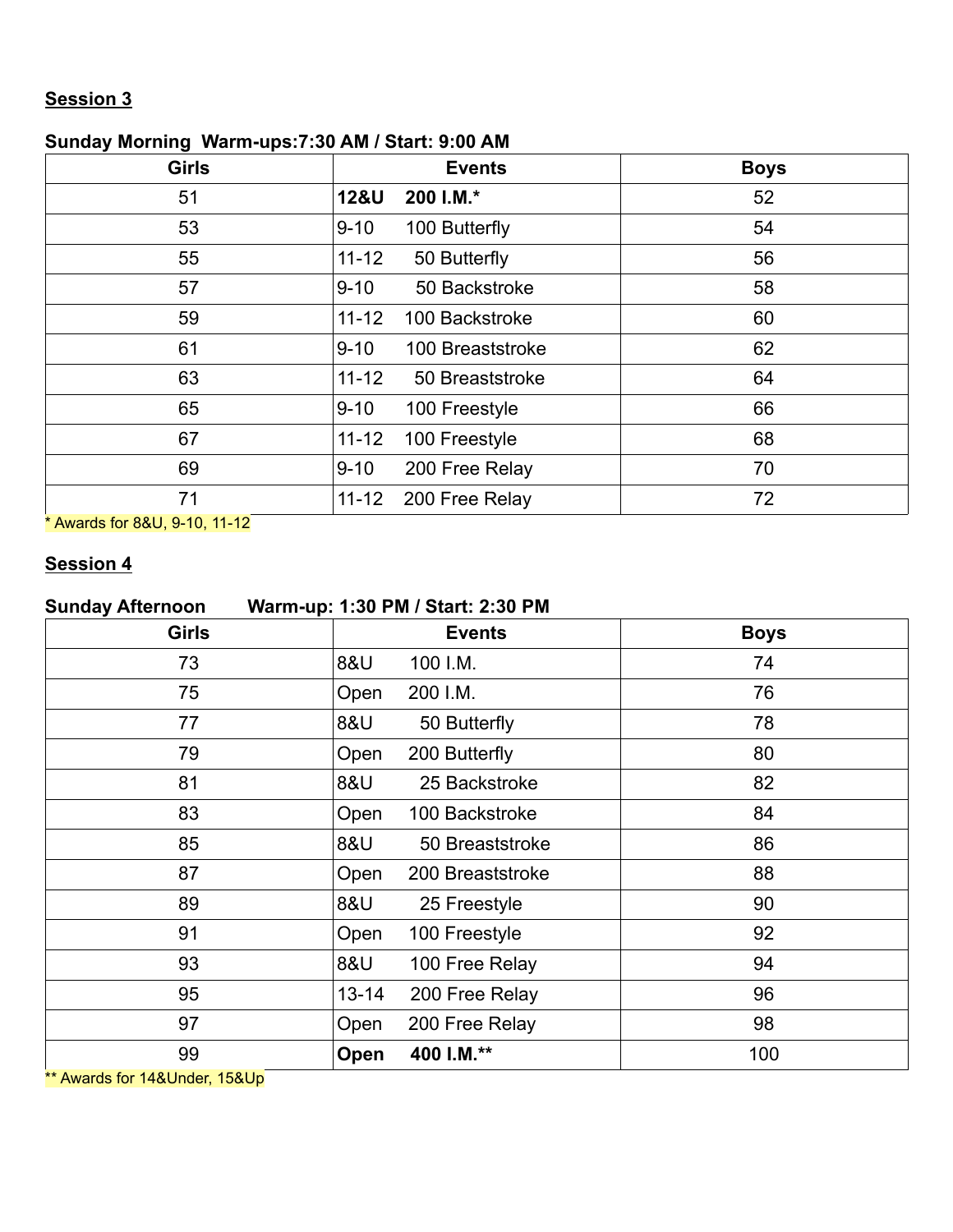**Session 3**

**Sunday Morning Warm-ups:7:30 AM / Start: 9:00 AM**

| Girls | Events | Boys |
|---|---|---|
| 51 | **12&U 200 I.M.*** | 52 |
| 53 | 9-10 100 Butterfly | 54 |
| 55 | 11-12 50 Butterfly | 56 |
| 57 | 9-10 50 Backstroke | 58 |
| 59 | 11-12 100 Backstroke | 60 |
| 61 | 9-10 100 Breaststroke | 62 |
| 63 | 11-12 50 Breaststroke | 64 |
| 65 | 9-10 100 Freestyle | 66 |
| 67 | 11-12 100 Freestyle | 68 |
| 69 | 9-10 200 Free Relay | 70 |
| 71 | 11-12 200 Free Relay | 72 |

* Awards for 8&U, 9-10, 11-12

**Session 4**

**Sunday Afternoon Warm-up: 1:30 PM / Start: 2:30 PM**

| Girls | Events | Boys |
|---|---|---|
| 73 | 8&U 100 I.M. | 74 |
| 75 | Open 200 I.M. | 76 |
| 77 | 8&U 50 Butterfly | 78 |
| 79 | Open 200 Butterfly | 80 |
| 81 | 8&U 25 Backstroke | 82 |
| 83 | Open 100 Backstroke | 84 |
| 85 | 8&U 50 Breaststroke | 86 |
| 87 | Open 200 Breaststroke | 88 |
| 89 | 8&U 25 Freestyle | 90 |
| 91 | Open 100 Freestyle | 92 |
| 93 | 8&U 100 Free Relay | 94 |
| 95 | 13-14 200 Free Relay | 96 |
| 97 | Open 200 Free Relay | 98 |
| 99 | **Open 400 I.M.**** | 100 |

** Awards for 14&Under, 15&Up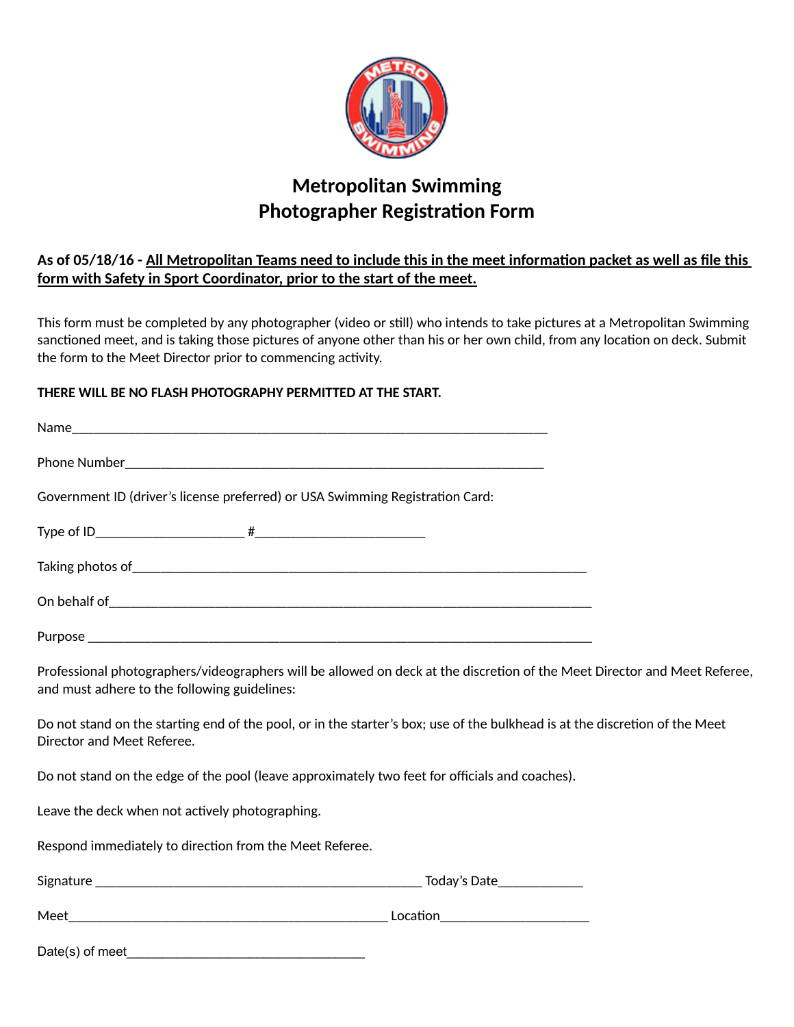# Metropolitan Swimming
# Photographer Registration Form

**As of 05/18/16 - <u>All Metropolitan Teams need to include this in the meet information packet as well as file this form with Safety in Sport Coordinator, prior to the start of the meet.</u>**

This form must be completed by any photographer (video or still) who intends to take pictures at a Metropolitan Swimming sanctioned meet, and is taking those pictures of anyone other than his or her own child, from any location on deck. Submit the form to the Meet Director prior to commencing activity.

**THERE WILL BE NO FLASH PHOTOGRAPHY PERMITTED AT THE START.**

Name_______________________________________________________________________

Phone Number_______________________________________________________________

Government ID (driver's license preferred) or USA Swimming Registration Card:

Type of ID______________________ #_________________________

Taking photos of____________________________________________________________

On behalf of________________________________________________________________

Purpose ___________________________________________________________________

Professional photographers/videographers will be allowed on deck at the discretion of the Meet Director and Meet Referee, and must adhere to the following guidelines:

Do not stand on the starting end of the pool, or in the starter's box; use of the bulkhead is at the discretion of the Meet Director and Meet Referee.

Do not stand on the edge of the pool (leave approximately two feet for officials and coaches).

Leave the deck when not actively photographing.

Respond immediately to direction from the Meet Referee.

Signature ________________________________________________ Today's Date____________

Meet_______________________________________________ Location______________________

Date(s) of meet___________________________________